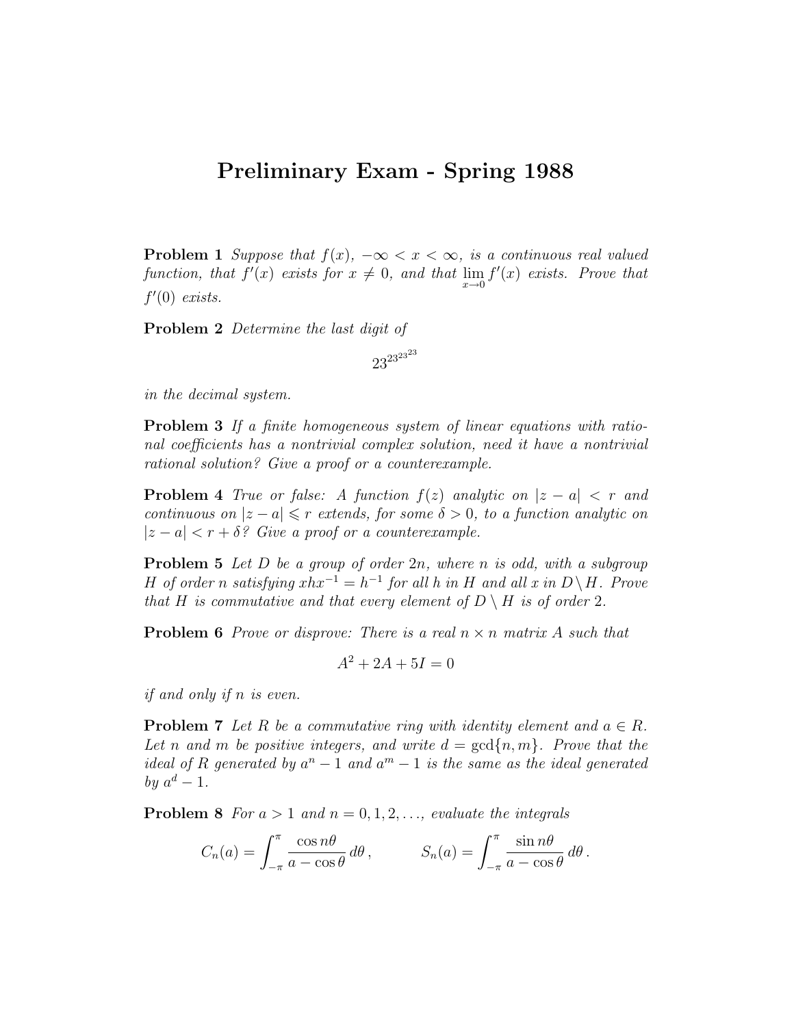# Preliminary Exam - Spring 1988

**Problem 1** *Suppose that $f(x)$, $-\infty < x < \infty$, is a continuous real valued function, that $f'(x)$ exists for $x \neq 0$, and that $\lim_{x\to 0} f'(x)$ exists. Prove that $f'(0)$ exists.*

**Problem 2** *Determine the last digit of*

$$23^{23^{23^{23}}}$$

*in the decimal system.*

**Problem 3** *If a finite homogeneous system of linear equations with rational coefficients has a nontrivial complex solution, need it have a nontrivial rational solution? Give a proof or a counterexample.*

**Problem 4** *True or false: A function $f(z)$ analytic on $|z-a| < r$ and continuous on $|z-a| \leqslant r$ extends, for some $\delta > 0$, to a function analytic on $|z-a| < r+\delta$? Give a proof or a counterexample.*

**Problem 5** *Let $D$ be a group of order $2n$, where $n$ is odd, with a subgroup $H$ of order $n$ satisfying $xhx^{-1} = h^{-1}$ for all $h$ in $H$ and all $x$ in $D \setminus H$. Prove that $H$ is commutative and that every element of $D \setminus H$ is of order 2.*

**Problem 6** *Prove or disprove: There is a real $n \times n$ matrix $A$ such that*

$$A^2 + 2A + 5I = 0$$

*if and only if $n$ is even.*

**Problem 7** *Let $R$ be a commutative ring with identity element and $a \in R$. Let $n$ and $m$ be positive integers, and write $d = \gcd\{n, m\}$. Prove that the ideal of $R$ generated by $a^n - 1$ and $a^m - 1$ is the same as the ideal generated by $a^d - 1$.*

**Problem 8** *For $a > 1$ and $n = 0, 1, 2, \ldots$, evaluate the integrals*

$$C_n(a) = \int_{-\pi}^{\pi} \frac{\cos n\theta}{a - \cos\theta}\, d\theta\,, \qquad S_n(a) = \int_{-\pi}^{\pi} \frac{\sin n\theta}{a - \cos\theta}\, d\theta\,.$$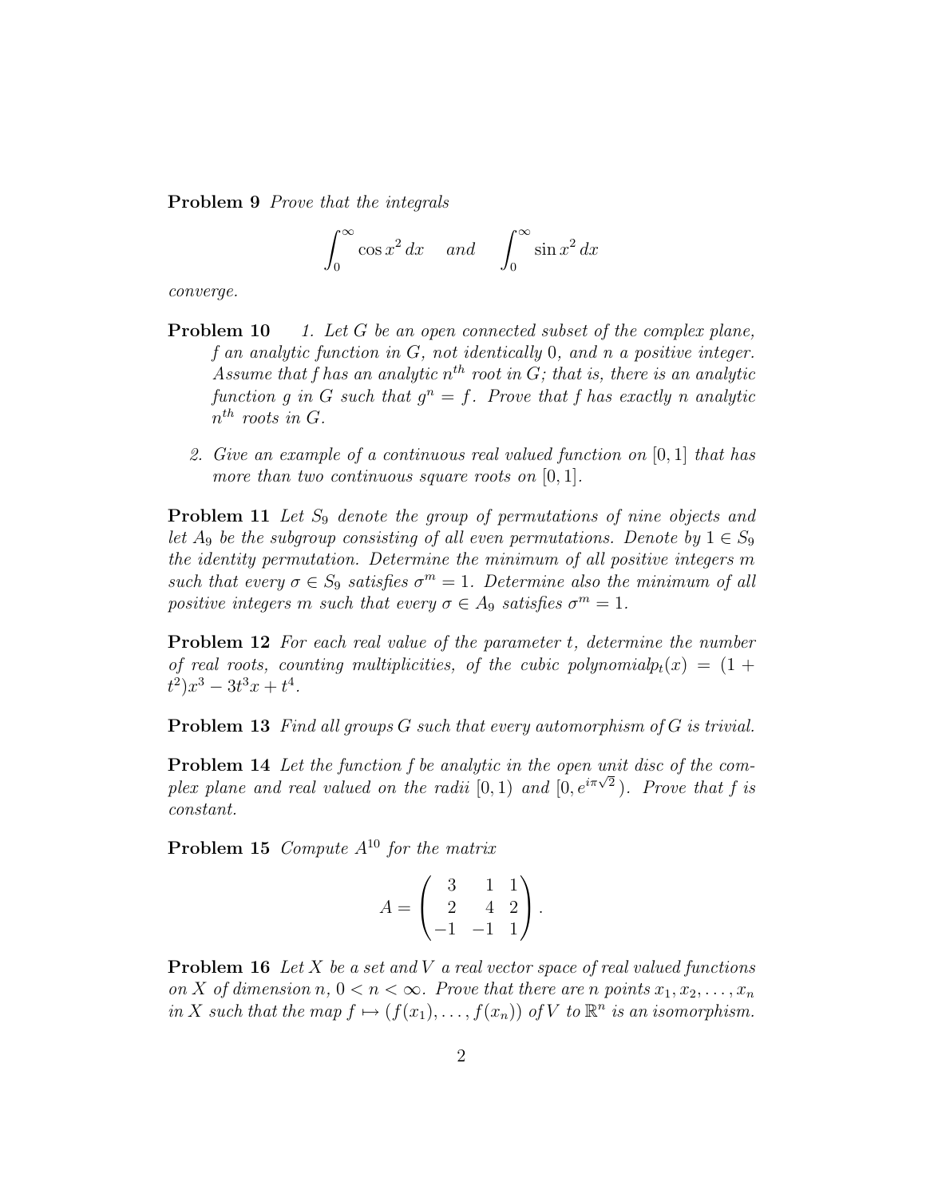**Problem 9** *Prove that the integrals*

$$\int_0^\infty \cos x^2\, dx \quad \text{and} \quad \int_0^\infty \sin x^2\, dx$$

*converge.*

**Problem 10**

1. *Let $G$ be an open connected subset of the complex plane, $f$ an analytic function in $G$, not identically 0, and $n$ a positive integer. Assume that $f$ has an analytic $n^{th}$ root in $G$; that is, there is an analytic function $g$ in $G$ such that $g^n = f$. Prove that $f$ has exactly $n$ analytic $n^{th}$ roots in $G$.*

2. *Give an example of a continuous real valued function on $[0, 1]$ that has more than two continuous square roots on $[0, 1]$.*

**Problem 11** *Let $S_9$ denote the group of permutations of nine objects and let $A_9$ be the subgroup consisting of all even permutations. Denote by $1 \in S_9$ the identity permutation. Determine the minimum of all positive integers $m$ such that every $\sigma \in S_9$ satisfies $\sigma^m = 1$. Determine also the minimum of all positive integers $m$ such that every $\sigma \in A_9$ satisfies $\sigma^m = 1$.*

**Problem 12** *For each real value of the parameter $t$, determine the number of real roots, counting multiplicities, of the cubic polynomial$p_t(x) = (1 + t^2)x^3 - 3t^3x + t^4$.*

**Problem 13** *Find all groups $G$ such that every automorphism of $G$ is trivial.*

**Problem 14** *Let the function $f$ be analytic in the open unit disc of the complex plane and real valued on the radii $[0, 1)$ and $[0, e^{i\pi\sqrt{2}})$. Prove that $f$ is constant.*

**Problem 15** *Compute $A^{10}$ for the matrix*

$$A = \begin{pmatrix} 3 & 1 & 1 \\ 2 & 4 & 2 \\ -1 & -1 & 1 \end{pmatrix}.$$

**Problem 16** *Let $X$ be a set and $V$ a real vector space of real valued functions on $X$ of dimension $n$, $0 < n < \infty$. Prove that there are $n$ points $x_1, x_2, \ldots, x_n$ in $X$ such that the map $f \mapsto (f(x_1), \ldots, f(x_n))$ of $V$ to $\mathbb{R}^n$ is an isomorphism.*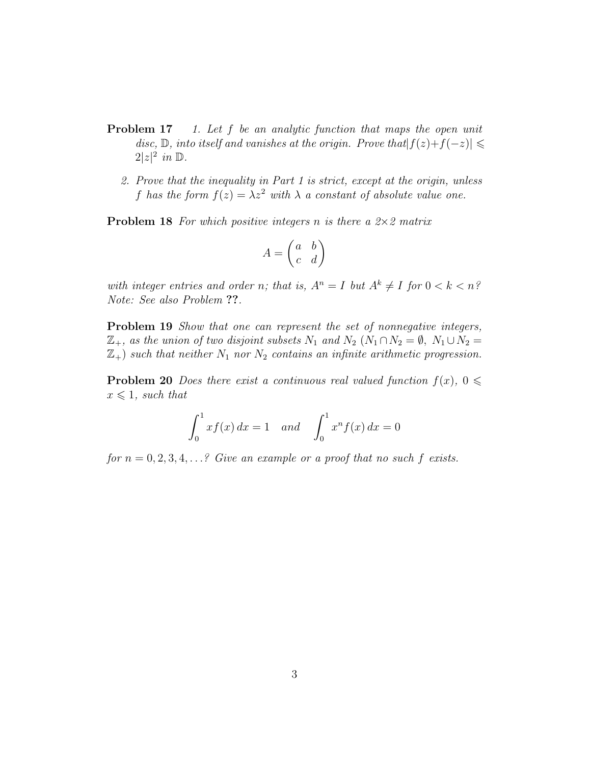**Problem 17** *1. Let $f$ be an analytic function that maps the open unit disc, $\mathbb{D}$, into itself and vanishes at the origin. Prove that $|f(z)+f(-z)| \leqslant 2|z|^2$ in $\mathbb{D}$.*

*2. Prove that the inequality in Part 1 is strict, except at the origin, unless $f$ has the form $f(z) = \lambda z^2$ with $\lambda$ a constant of absolute value one.*

**Problem 18** *For which positive integers $n$ is there a $2 \times 2$ matrix*

$$A = \begin{pmatrix} a & b \\ c & d \end{pmatrix}$$

*with integer entries and order $n$; that is, $A^n = I$ but $A^k \neq I$ for $0 < k < n$? Note: See also Problem **??**.*

**Problem 19** *Show that one can represent the set of nonnegative integers, $\mathbb{Z}_+$, as the union of two disjoint subsets $N_1$ and $N_2$ ($N_1 \cap N_2 = \emptyset$, $N_1 \cup N_2 = \mathbb{Z}_+$) such that neither $N_1$ nor $N_2$ contains an infinite arithmetic progression.*

**Problem 20** *Does there exist a continuous real valued function $f(x)$, $0 \leqslant x \leqslant 1$, such that*

$$\int_0^1 x f(x)\, dx = 1 \quad \text{and} \quad \int_0^1 x^n f(x)\, dx = 0$$

*for $n = 0, 2, 3, 4, \ldots$? Give an example or a proof that no such $f$ exists.*